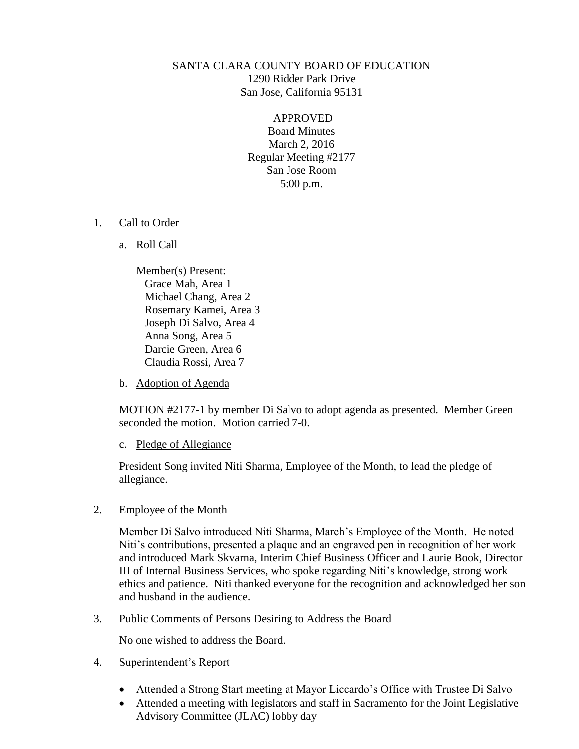SANTA CLARA COUNTY BOARD OF EDUCATION
1290 Ridder Park Drive
San Jose, California 95131

APPROVED
Board Minutes
March 2, 2016
Regular Meeting #2177
San Jose Room
5:00 p.m.

1. Call to Order

   a. Roll Call

      Member(s) Present:
      Grace Mah, Area 1
      Michael Chang, Area 2
      Rosemary Kamei, Area 3
      Joseph Di Salvo, Area 4
      Anna Song, Area 5
      Darcie Green, Area 6
      Claudia Rossi, Area 7

   b. Adoption of Agenda

      MOTION #2177-1 by member Di Salvo to adopt agenda as presented. Member Green seconded the motion. Motion carried 7-0.

   c. Pledge of Allegiance

      President Song invited Niti Sharma, Employee of the Month, to lead the pledge of allegiance.

2. Employee of the Month

   Member Di Salvo introduced Niti Sharma, March's Employee of the Month. He noted Niti's contributions, presented a plaque and an engraved pen in recognition of her work and introduced Mark Skvarna, Interim Chief Business Officer and Laurie Book, Director III of Internal Business Services, who spoke regarding Niti's knowledge, strong work ethics and patience. Niti thanked everyone for the recognition and acknowledged her son and husband in the audience.

3. Public Comments of Persons Desiring to Address the Board

   No one wished to address the Board.

4. Superintendent's Report

   - Attended a Strong Start meeting at Mayor Liccardo's Office with Trustee Di Salvo
   - Attended a meeting with legislators and staff in Sacramento for the Joint Legislative Advisory Committee (JLAC) lobby day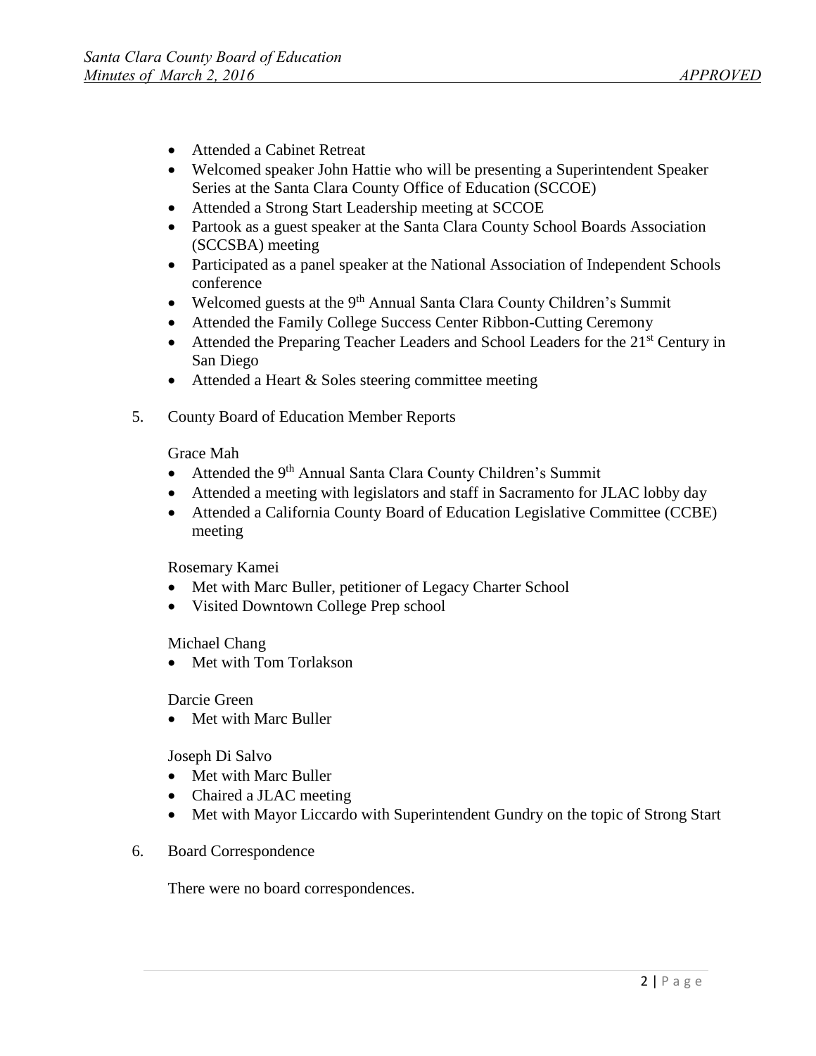- Attended a Cabinet Retreat
- Welcomed speaker John Hattie who will be presenting a Superintendent Speaker Series at the Santa Clara County Office of Education (SCCOE)
- Attended a Strong Start Leadership meeting at SCCOE
- Partook as a guest speaker at the Santa Clara County School Boards Association (SCCSBA) meeting
- Participated as a panel speaker at the National Association of Independent Schools conference
- Welcomed guests at the 9th Annual Santa Clara County Children's Summit
- Attended the Family College Success Center Ribbon-Cutting Ceremony
- Attended the Preparing Teacher Leaders and School Leaders for the 21st Century in San Diego
- Attended a Heart & Soles steering committee meeting

5. County Board of Education Member Reports

   Grace Mah
   - Attended the 9th Annual Santa Clara County Children's Summit
   - Attended a meeting with legislators and staff in Sacramento for JLAC lobby day
   - Attended a California County Board of Education Legislative Committee (CCBE) meeting

   Rosemary Kamei
   - Met with Marc Buller, petitioner of Legacy Charter School
   - Visited Downtown College Prep school

   Michael Chang
   - Met with Tom Torlakson

   Darcie Green
   - Met with Marc Buller

   Joseph Di Salvo
   - Met with Marc Buller
   - Chaired a JLAC meeting
   - Met with Mayor Liccardo with Superintendent Gundry on the topic of Strong Start

6. Board Correspondence

   There were no board correspondences.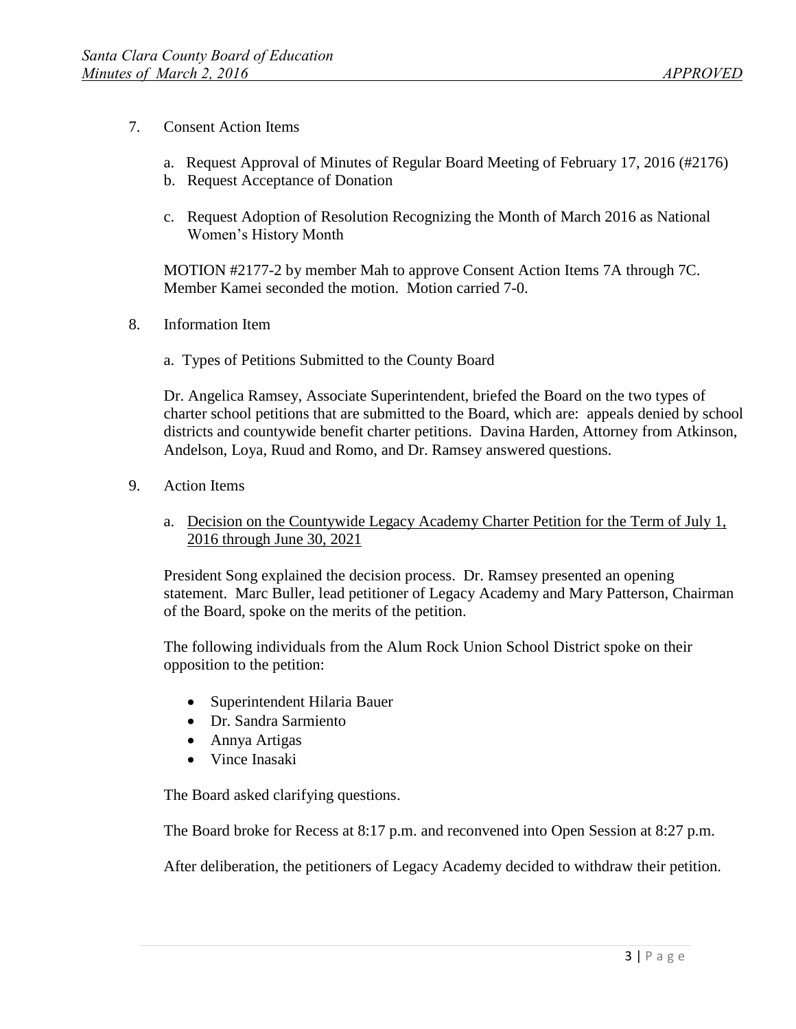7. Consent Action Items

   a. Request Approval of Minutes of Regular Board Meeting of February 17, 2016 (#2176)
   b. Request Acceptance of Donation
   c. Request Adoption of Resolution Recognizing the Month of March 2016 as National Women's History Month

   MOTION #2177-2 by member Mah to approve Consent Action Items 7A through 7C. Member Kamei seconded the motion. Motion carried 7-0.

8. Information Item

   a. Types of Petitions Submitted to the County Board

   Dr. Angelica Ramsey, Associate Superintendent, briefed the Board on the two types of charter school petitions that are submitted to the Board, which are: appeals denied by school districts and countywide benefit charter petitions. Davina Harden, Attorney from Atkinson, Andelson, Loya, Ruud and Romo, and Dr. Ramsey answered questions.

9. Action Items

   a. <u>Decision on the Countywide Legacy Academy Charter Petition for the Term of July 1, 2016 through June 30, 2021</u>

   President Song explained the decision process. Dr. Ramsey presented an opening statement. Marc Buller, lead petitioner of Legacy Academy and Mary Patterson, Chairman of the Board, spoke on the merits of the petition.

   The following individuals from the Alum Rock Union School District spoke on their opposition to the petition:

   - Superintendent Hilaria Bauer
   - Dr. Sandra Sarmiento
   - Annya Artigas
   - Vince Inasaki

   The Board asked clarifying questions.

   The Board broke for Recess at 8:17 p.m. and reconvened into Open Session at 8:27 p.m.

   After deliberation, the petitioners of Legacy Academy decided to withdraw their petition.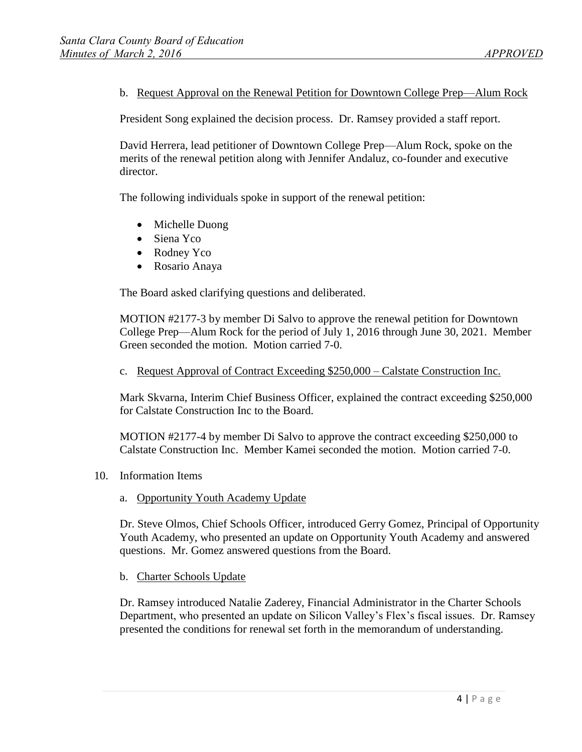b. Request Approval on the Renewal Petition for Downtown College Prep—Alum Rock

President Song explained the decision process. Dr. Ramsey provided a staff report.

David Herrera, lead petitioner of Downtown College Prep—Alum Rock, spoke on the merits of the renewal petition along with Jennifer Andaluz, co-founder and executive director.

The following individuals spoke in support of the renewal petition:

- Michelle Duong
- Siena Yco
- Rodney Yco
- Rosario Anaya

The Board asked clarifying questions and deliberated.

MOTION #2177-3 by member Di Salvo to approve the renewal petition for Downtown College Prep—Alum Rock for the period of July 1, 2016 through June 30, 2021. Member Green seconded the motion. Motion carried 7-0.

c. Request Approval of Contract Exceeding $250,000 – Calstate Construction Inc.

Mark Skvarna, Interim Chief Business Officer, explained the contract exceeding $250,000 for Calstate Construction Inc to the Board.

MOTION #2177-4 by member Di Salvo to approve the contract exceeding $250,000 to Calstate Construction Inc. Member Kamei seconded the motion. Motion carried 7-0.

10. Information Items

a. Opportunity Youth Academy Update

Dr. Steve Olmos, Chief Schools Officer, introduced Gerry Gomez, Principal of Opportunity Youth Academy, who presented an update on Opportunity Youth Academy and answered questions. Mr. Gomez answered questions from the Board.

b. Charter Schools Update

Dr. Ramsey introduced Natalie Zaderey, Financial Administrator in the Charter Schools Department, who presented an update on Silicon Valley's Flex's fiscal issues. Dr. Ramsey presented the conditions for renewal set forth in the memorandum of understanding.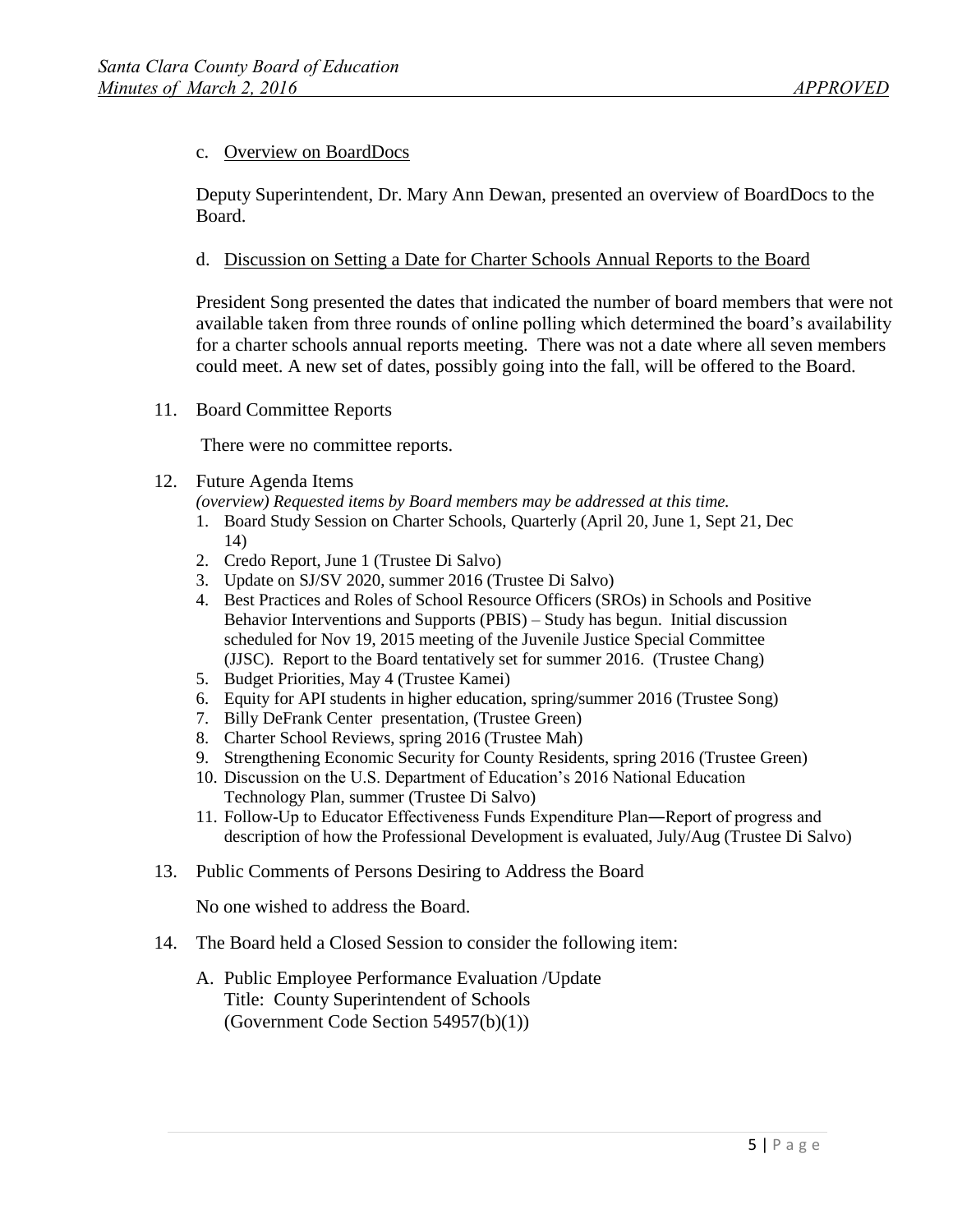c. Overview on BoardDocs

Deputy Superintendent, Dr. Mary Ann Dewan, presented an overview of BoardDocs to the Board.

d. Discussion on Setting a Date for Charter Schools Annual Reports to the Board

President Song presented the dates that indicated the number of board members that were not available taken from three rounds of online polling which determined the board's availability for a charter schools annual reports meeting. There was not a date where all seven members could meet. A new set of dates, possibly going into the fall, will be offered to the Board.

11. Board Committee Reports

There were no committee reports.

12. Future Agenda Items

*(overview) Requested items by Board members may be addressed at this time.*

1. Board Study Session on Charter Schools, Quarterly (April 20, June 1, Sept 21, Dec 14)
2. Credo Report, June 1 (Trustee Di Salvo)
3. Update on SJ/SV 2020, summer 2016 (Trustee Di Salvo)
4. Best Practices and Roles of School Resource Officers (SROs) in Schools and Positive Behavior Interventions and Supports (PBIS) – Study has begun. Initial discussion scheduled for Nov 19, 2015 meeting of the Juvenile Justice Special Committee (JJSC). Report to the Board tentatively set for summer 2016. (Trustee Chang)
5. Budget Priorities, May 4 (Trustee Kamei)
6. Equity for API students in higher education, spring/summer 2016 (Trustee Song)
7. Billy DeFrank Center presentation, (Trustee Green)
8. Charter School Reviews, spring 2016 (Trustee Mah)
9. Strengthening Economic Security for County Residents, spring 2016 (Trustee Green)
10. Discussion on the U.S. Department of Education's 2016 National Education Technology Plan, summer (Trustee Di Salvo)
11. Follow-Up to Educator Effectiveness Funds Expenditure Plan—Report of progress and description of how the Professional Development is evaluated, July/Aug (Trustee Di Salvo)

13. Public Comments of Persons Desiring to Address the Board

No one wished to address the Board.

14. The Board held a Closed Session to consider the following item:

A. Public Employee Performance Evaluation /Update
Title: County Superintendent of Schools
(Government Code Section 54957(b)(1))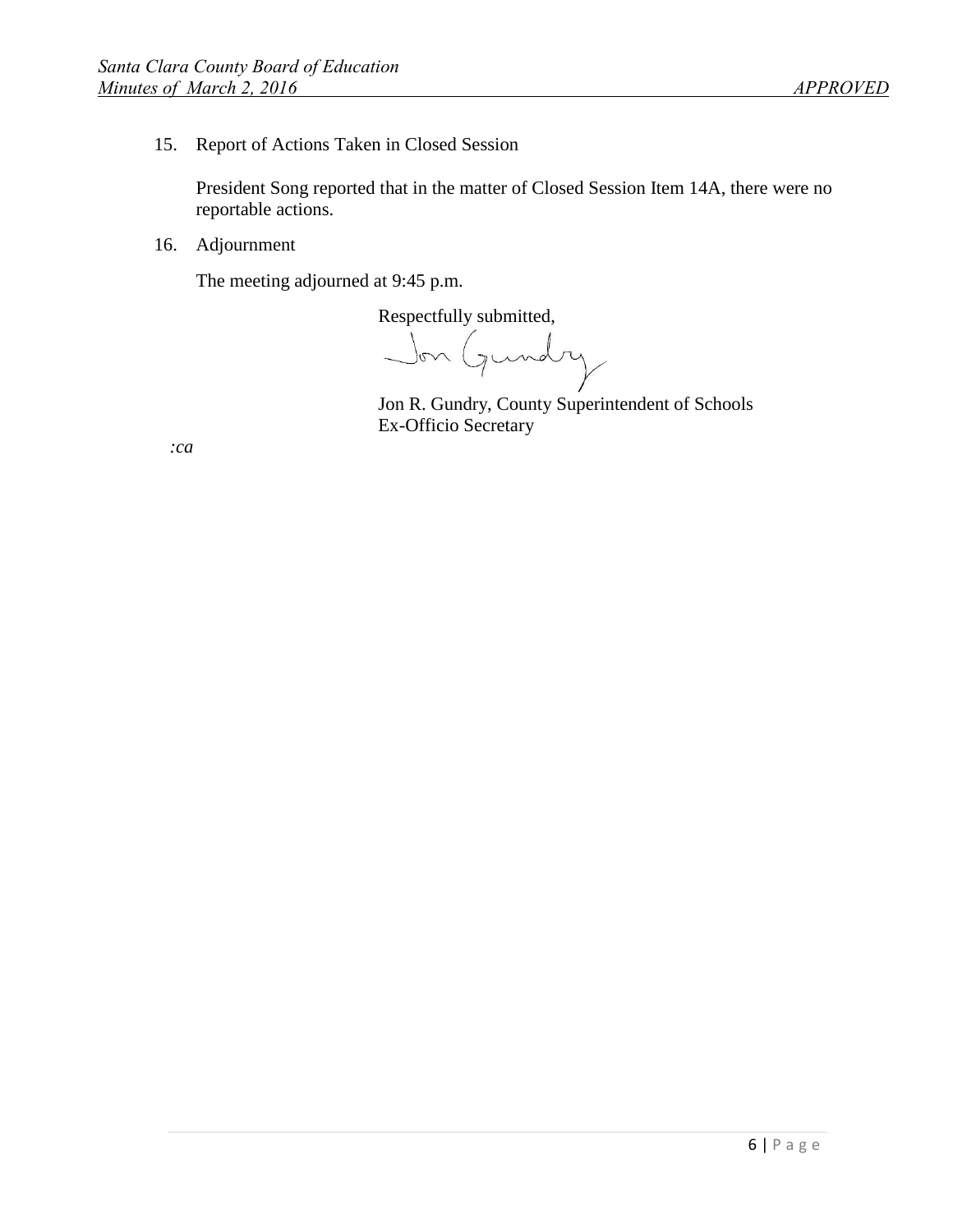15. Report of Actions Taken in Closed Session

    President Song reported that in the matter of Closed Session Item 14A, there were no reportable actions.

16. Adjournment

    The meeting adjourned at 9:45 p.m.

Respectfully submitted,

Jon Gundry

Jon R. Gundry, County Superintendent of Schools
Ex-Officio Secretary

*:ca*